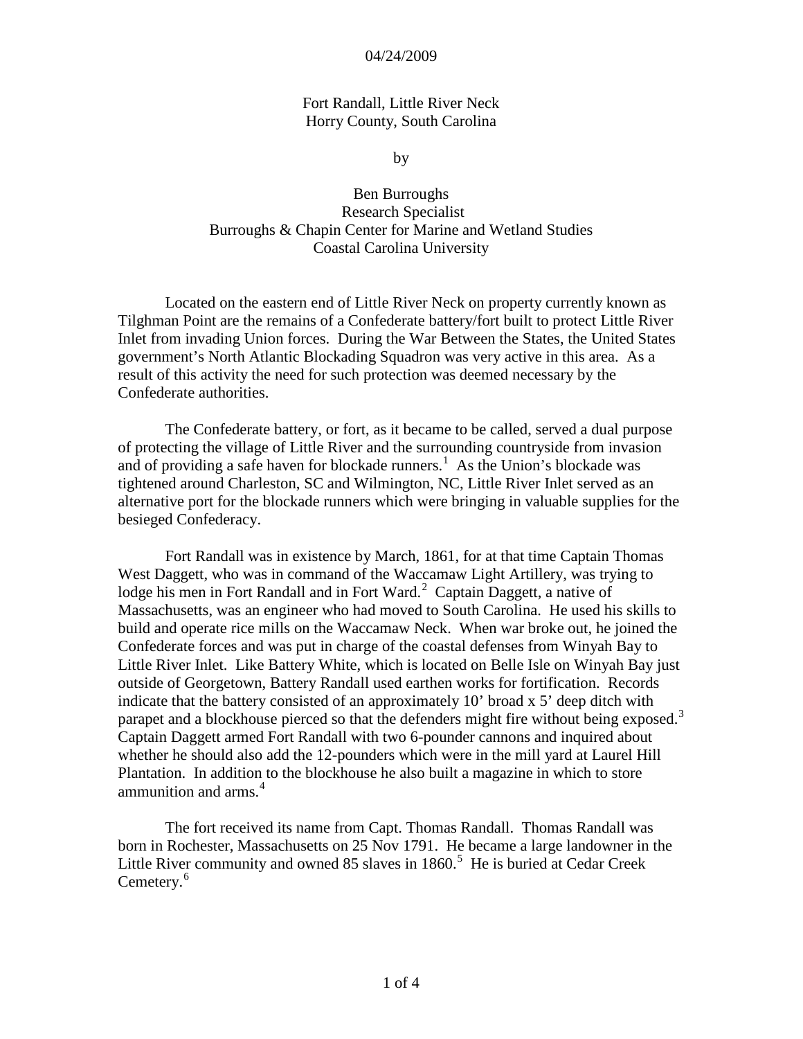04/24/2009

# Fort Randall, Little River Neck
## Horry County, South Carolina

by

Ben Burroughs
Research Specialist
Burroughs & Chapin Center for Marine and Wetland Studies
Coastal Carolina University

Located on the eastern end of Little River Neck on property currently known as Tilghman Point are the remains of a Confederate battery/fort built to protect Little River Inlet from invading Union forces. During the War Between the States, the United States government's North Atlantic Blockading Squadron was very active in this area. As a result of this activity the need for such protection was deemed necessary by the Confederate authorities.

The Confederate battery, or fort, as it became to be called, served a dual purpose of protecting the village of Little River and the surrounding countryside from invasion and of providing a safe haven for blockade runners.[1] As the Union's blockade was tightened around Charleston, SC and Wilmington, NC, Little River Inlet served as an alternative port for the blockade runners which were bringing in valuable supplies for the besieged Confederacy.

Fort Randall was in existence by March, 1861, for at that time Captain Thomas West Daggett, who was in command of the Waccamaw Light Artillery, was trying to lodge his men in Fort Randall and in Fort Ward.[2] Captain Daggett, a native of Massachusetts, was an engineer who had moved to South Carolina. He used his skills to build and operate rice mills on the Waccamaw Neck. When war broke out, he joined the Confederate forces and was put in charge of the coastal defenses from Winyah Bay to Little River Inlet. Like Battery White, which is located on Belle Isle on Winyah Bay just outside of Georgetown, Battery Randall used earthen works for fortification. Records indicate that the battery consisted of an approximately 10' broad x 5' deep ditch with parapet and a blockhouse pierced so that the defenders might fire without being exposed.[3] Captain Daggett armed Fort Randall with two 6-pounder cannons and inquired about whether he should also add the 12-pounders which were in the mill yard at Laurel Hill Plantation. In addition to the blockhouse he also built a magazine in which to store ammunition and arms.[4]

The fort received its name from Capt. Thomas Randall. Thomas Randall was born in Rochester, Massachusetts on 25 Nov 1791. He became a large landowner in the Little River community and owned 85 slaves in 1860.[5] He is buried at Cedar Creek Cemetery.[6]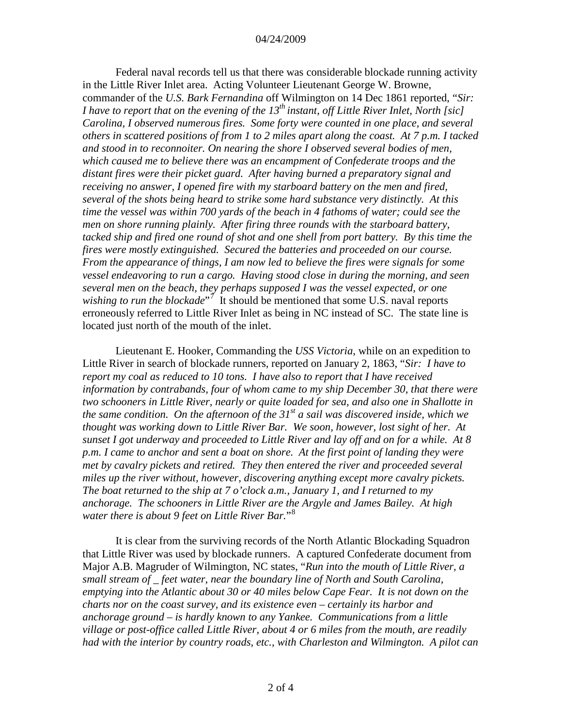Federal naval records tell us that there was considerable blockade running activity in the Little River Inlet area. Acting Volunteer Lieutenant George W. Browne, commander of the *U.S. Bark Fernandina* off Wilmington on 14 Dec 1861 reported, "*Sir: I have to report that on the evening of the 13th instant, off Little River Inlet, North [sic] Carolina, I observed numerous fires. Some forty were counted in one place, and several others in scattered positions of from 1 to 2 miles apart along the coast. At 7 p.m. I tacked and stood in to reconnoiter. On nearing the shore I observed several bodies of men, which caused me to believe there was an encampment of Confederate troops and the distant fires were their picket guard. After having burned a preparatory signal and receiving no answer, I opened fire with my starboard battery on the men and fired, several of the shots being heard to strike some hard substance very distinctly. At this time the vessel was within 700 yards of the beach in 4 fathoms of water; could see the men on shore running plainly. After firing three rounds with the starboard battery, tacked ship and fired one round of shot and one shell from port battery. By this time the fires were mostly extinguished. Secured the batteries and proceeded on our course. From the appearance of things, I am now led to believe the fires were signals for some vessel endeavoring to run a cargo. Having stood close in during the morning, and seen several men on the beach, they perhaps supposed I was the vessel expected, or one wishing to run the blockade*"[7] It should be mentioned that some U.S. naval reports erroneously referred to Little River Inlet as being in NC instead of SC. The state line is located just north of the mouth of the inlet.

Lieutenant E. Hooker, Commanding the *USS Victoria*, while on an expedition to Little River in search of blockade runners, reported on January 2, 1863, "*Sir: I have to report my coal as reduced to 10 tons. I have also to report that I have received information by contrabands, four of whom came to my ship December 30, that there were two schooners in Little River, nearly or quite loaded for sea, and also one in Shallotte in the same condition. On the afternoon of the 31st a sail was discovered inside, which we thought was working down to Little River Bar. We soon, however, lost sight of her. At sunset I got underway and proceeded to Little River and lay off and on for a while. At 8 p.m. I came to anchor and sent a boat on shore. At the first point of landing they were met by cavalry pickets and retired. They then entered the river and proceeded several miles up the river without, however, discovering anything except more cavalry pickets. The boat returned to the ship at 7 o'clock a.m., January 1, and I returned to my anchorage. The schooners in Little River are the Argyle and James Bailey. At high water there is about 9 feet on Little River Bar.*"[8]

It is clear from the surviving records of the North Atlantic Blockading Squadron that Little River was used by blockade runners. A captured Confederate document from Major A.B. Magruder of Wilmington, NC states, "*Run into the mouth of Little River, a small stream of _ feet water, near the boundary line of North and South Carolina, emptying into the Atlantic about 30 or 40 miles below Cape Fear. It is not down on the charts nor on the coast survey, and its existence even – certainly its harbor and anchorage ground – is hardly known to any Yankee. Communications from a little village or post-office called Little River, about 4 or 6 miles from the mouth, are readily had with the interior by country roads, etc., with Charleston and Wilmington. A pilot can*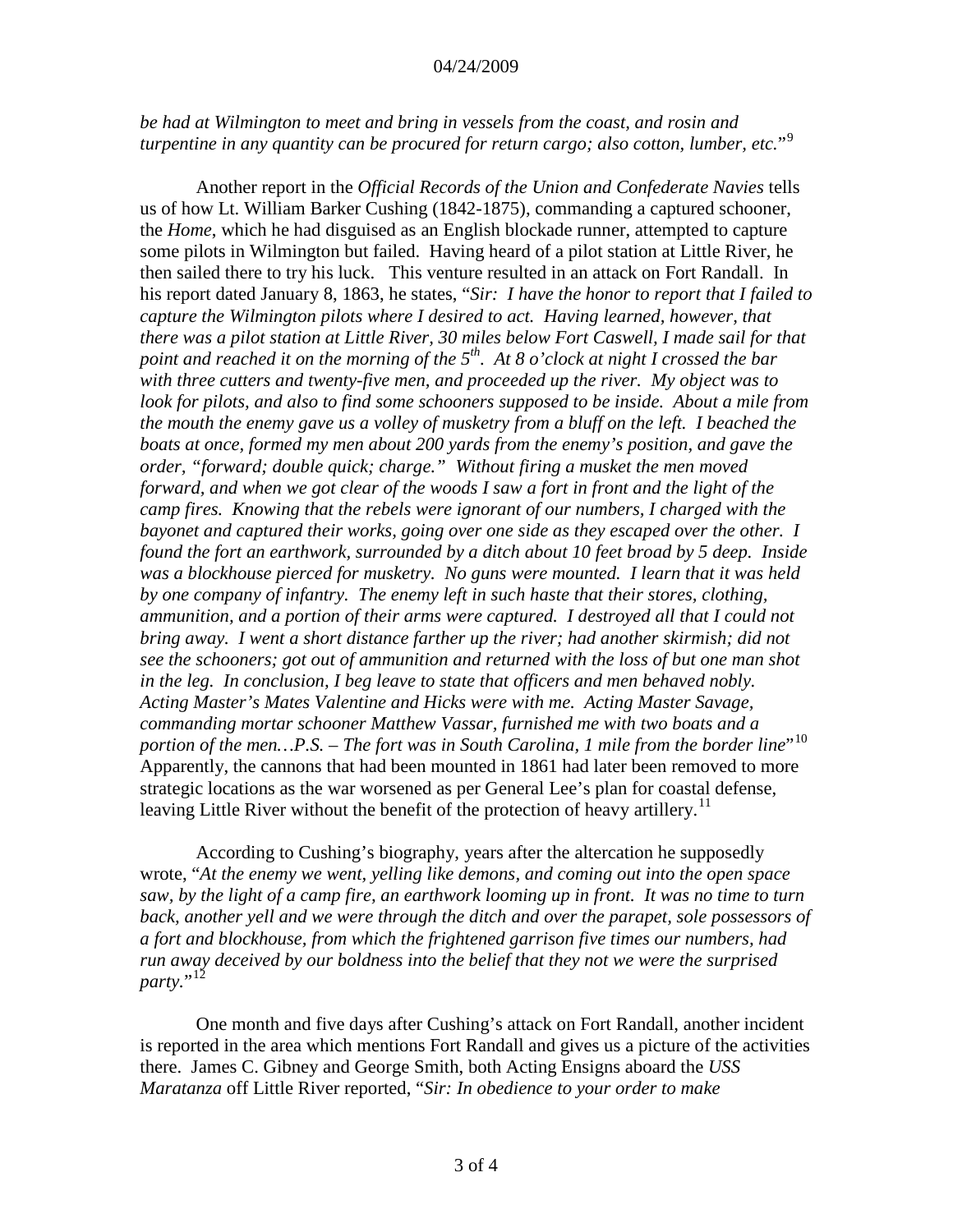*be had at Wilmington to meet and bring in vessels from the coast, and rosin and turpentine in any quantity can be procured for return cargo; also cotton, lumber, etc.*"[9]

Another report in the *Official Records of the Union and Confederate Navies* tells us of how Lt. William Barker Cushing (1842-1875), commanding a captured schooner, the *Home*, which he had disguised as an English blockade runner, attempted to capture some pilots in Wilmington but failed. Having heard of a pilot station at Little River, he then sailed there to try his luck. This venture resulted in an attack on Fort Randall. In his report dated January 8, 1863, he states, "*Sir: I have the honor to report that I failed to capture the Wilmington pilots where I desired to act. Having learned, however, that there was a pilot station at Little River, 30 miles below Fort Caswell, I made sail for that point and reached it on the morning of the 5th. At 8 o'clock at night I crossed the bar with three cutters and twenty-five men, and proceeded up the river. My object was to look for pilots, and also to find some schooners supposed to be inside. About a mile from the mouth the enemy gave us a volley of musketry from a bluff on the left. I beached the boats at once, formed my men about 200 yards from the enemy's position, and gave the order, "forward; double quick; charge." Without firing a musket the men moved forward, and when we got clear of the woods I saw a fort in front and the light of the camp fires. Knowing that the rebels were ignorant of our numbers, I charged with the bayonet and captured their works, going over one side as they escaped over the other. I found the fort an earthwork, surrounded by a ditch about 10 feet broad by 5 deep. Inside was a blockhouse pierced for musketry. No guns were mounted. I learn that it was held by one company of infantry. The enemy left in such haste that their stores, clothing, ammunition, and a portion of their arms were captured. I destroyed all that I could not bring away. I went a short distance farther up the river; had another skirmish; did not see the schooners; got out of ammunition and returned with the loss of but one man shot in the leg. In conclusion, I beg leave to state that officers and men behaved nobly. Acting Master's Mates Valentine and Hicks were with me. Acting Master Savage, commanding mortar schooner Matthew Vassar, furnished me with two boats and a portion of the men…P.S. – The fort was in South Carolina, 1 mile from the border line*"[10] Apparently, the cannons that had been mounted in 1861 had later been removed to more strategic locations as the war worsened as per General Lee's plan for coastal defense, leaving Little River without the benefit of the protection of heavy artillery.[11]

According to Cushing's biography, years after the altercation he supposedly wrote, "*At the enemy we went, yelling like demons, and coming out into the open space saw, by the light of a camp fire, an earthwork looming up in front. It was no time to turn back, another yell and we were through the ditch and over the parapet, sole possessors of a fort and blockhouse, from which the frightened garrison five times our numbers, had run away deceived by our boldness into the belief that they not we were the surprised party.*"[12]

One month and five days after Cushing's attack on Fort Randall, another incident is reported in the area which mentions Fort Randall and gives us a picture of the activities there. James C. Gibney and George Smith, both Acting Ensigns aboard the *USS Maratanza* off Little River reported, "*Sir: In obedience to your order to make*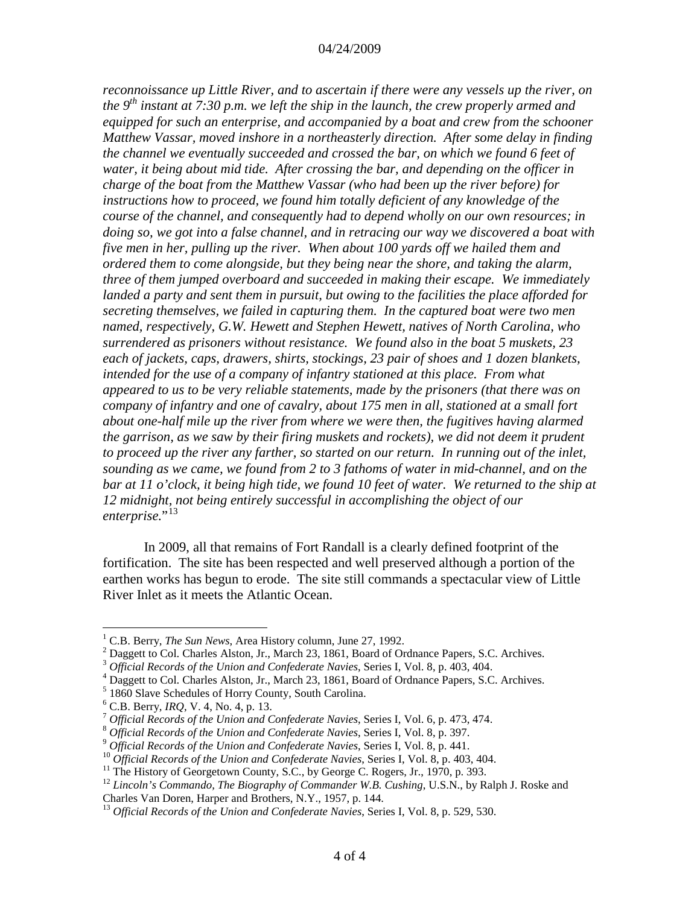*reconnoissance up Little River, and to ascertain if there were any vessels up the river, on the 9th instant at 7:30 p.m. we left the ship in the launch, the crew properly armed and equipped for such an enterprise, and accompanied by a boat and crew from the schooner Matthew Vassar, moved inshore in a northeasterly direction. After some delay in finding the channel we eventually succeeded and crossed the bar, on which we found 6 feet of water, it being about mid tide. After crossing the bar, and depending on the officer in charge of the boat from the Matthew Vassar (who had been up the river before) for instructions how to proceed, we found him totally deficient of any knowledge of the course of the channel, and consequently had to depend wholly on our own resources; in doing so, we got into a false channel, and in retracing our way we discovered a boat with five men in her, pulling up the river. When about 100 yards off we hailed them and ordered them to come alongside, but they being near the shore, and taking the alarm, three of them jumped overboard and succeeded in making their escape. We immediately landed a party and sent them in pursuit, but owing to the facilities the place afforded for secreting themselves, we failed in capturing them. In the captured boat were two men named, respectively, G.W. Hewett and Stephen Hewett, natives of North Carolina, who surrendered as prisoners without resistance. We found also in the boat 5 muskets, 23 each of jackets, caps, drawers, shirts, stockings, 23 pair of shoes and 1 dozen blankets, intended for the use of a company of infantry stationed at this place. From what appeared to us to be very reliable statements, made by the prisoners (that there was on company of infantry and one of cavalry, about 175 men in all, stationed at a small fort about one-half mile up the river from where we were then, the fugitives having alarmed the garrison, as we saw by their firing muskets and rockets), we did not deem it prudent to proceed up the river any farther, so started on our return. In running out of the inlet, sounding as we came, we found from 2 to 3 fathoms of water in mid-channel, and on the bar at 11 o'clock, it being high tide, we found 10 feet of water. We returned to the ship at 12 midnight, not being entirely successful in accomplishing the object of our enterprise.*"[13]

In 2009, all that remains of Fort Randall is a clearly defined footprint of the fortification. The site has been respected and well preserved although a portion of the earthen works has begun to erode. The site still commands a spectacular view of Little River Inlet as it meets the Atlantic Ocean.

---

[1] C.B. Berry, *The Sun News*, Area History column, June 27, 1992.
[2] Daggett to Col. Charles Alston, Jr., March 23, 1861, Board of Ordnance Papers, S.C. Archives.
[3] *Official Records of the Union and Confederate Navies*, Series I, Vol. 8, p. 403, 404.
[4] Daggett to Col. Charles Alston, Jr., March 23, 1861, Board of Ordnance Papers, S.C. Archives.
[5] 1860 Slave Schedules of Horry County, South Carolina.
[6] C.B. Berry, *IRQ*, V. 4, No. 4, p. 13.
[7] *Official Records of the Union and Confederate Navies*, Series I, Vol. 6, p. 473, 474.
[8] *Official Records of the Union and Confederate Navies*, Series I, Vol. 8, p. 397.
[9] *Official Records of the Union and Confederate Navies*, Series I, Vol. 8, p. 441.
[10] *Official Records of the Union and Confederate Navies*, Series I, Vol. 8, p. 403, 404.
[11] The History of Georgetown County, S.C., by George C. Rogers, Jr., 1970, p. 393.
[12] *Lincoln's Commando, The Biography of Commander W.B. Cushing*, U.S.N., by Ralph J. Roske and Charles Van Doren, Harper and Brothers, N.Y., 1957, p. 144.
[13] *Official Records of the Union and Confederate Navies*, Series I, Vol. 8, p. 529, 530.